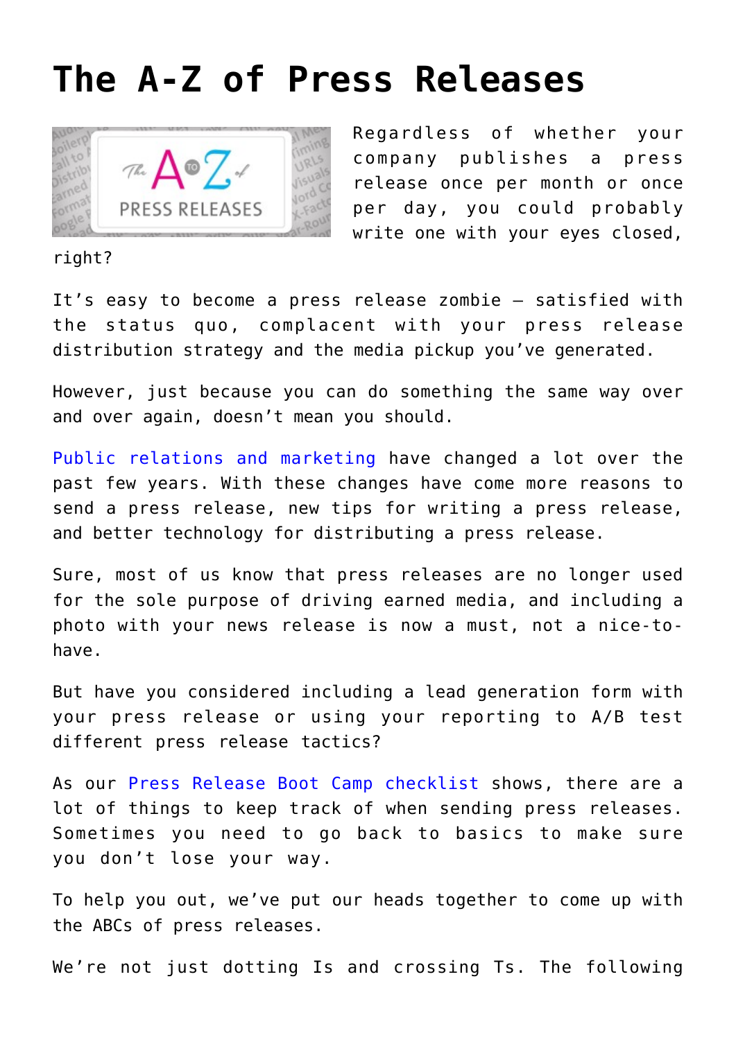# The A-Z of Press Releases

Regardless of whether your company publishes a press release once per month or once per day, you could probably write one with your eyes closed, right?

It's easy to become a press release zombie – satisfied with the status quo, complacent with your press release distribution strategy and the media pickup you've generated.

However, just because you can do something the same way over and over again, doesn't mean you should.

Public relations and marketing have changed a lot over the past few years. With these changes have come more reasons to send a press release, new tips for writing a press release, and better technology for distributing a press release.

Sure, most of us know that press releases are no longer used for the sole purpose of driving earned media, and including a photo with your news release is now a must, not a nice-to-have.

But have you considered including a lead generation form with your press release or using your reporting to A/B test different press release tactics?

As our Press Release Boot Camp checklist shows, there are a lot of things to keep track of when sending press releases. Sometimes you need to go back to basics to make sure you don't lose your way.

To help you out, we've put our heads together to come up with the ABCs of press releases.

We're not just dotting Is and crossing Ts. The following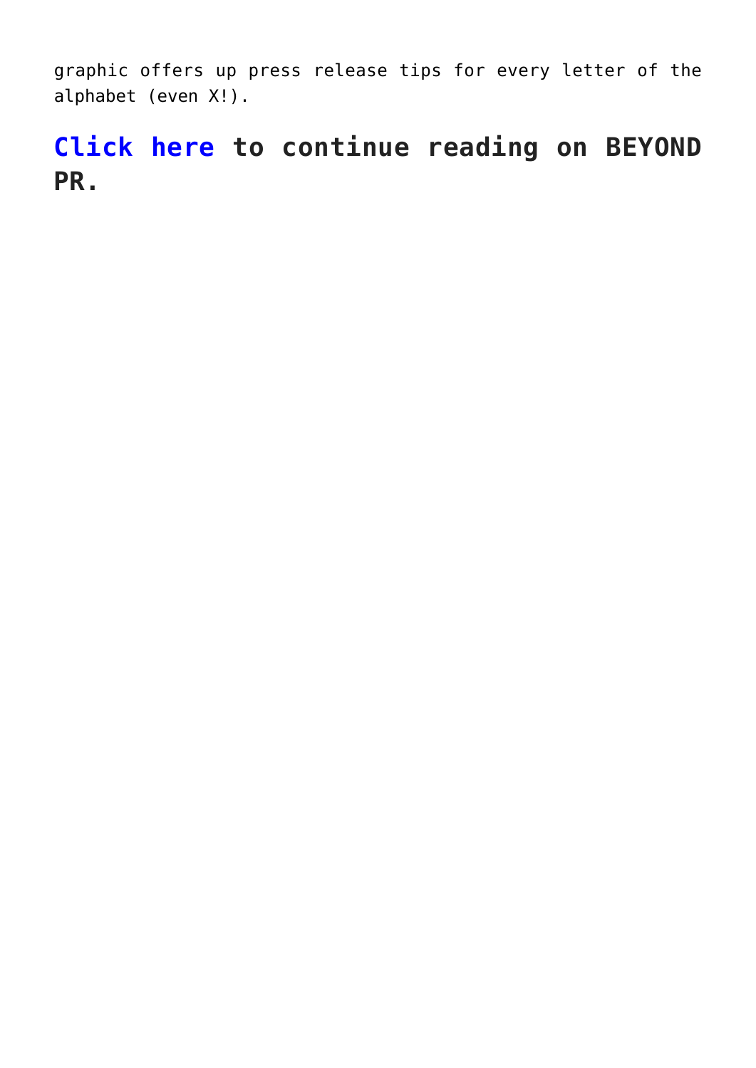graphic offers up press release tips for every letter of the alphabet (even X!).

## Click here to continue reading on BEYOND PR.